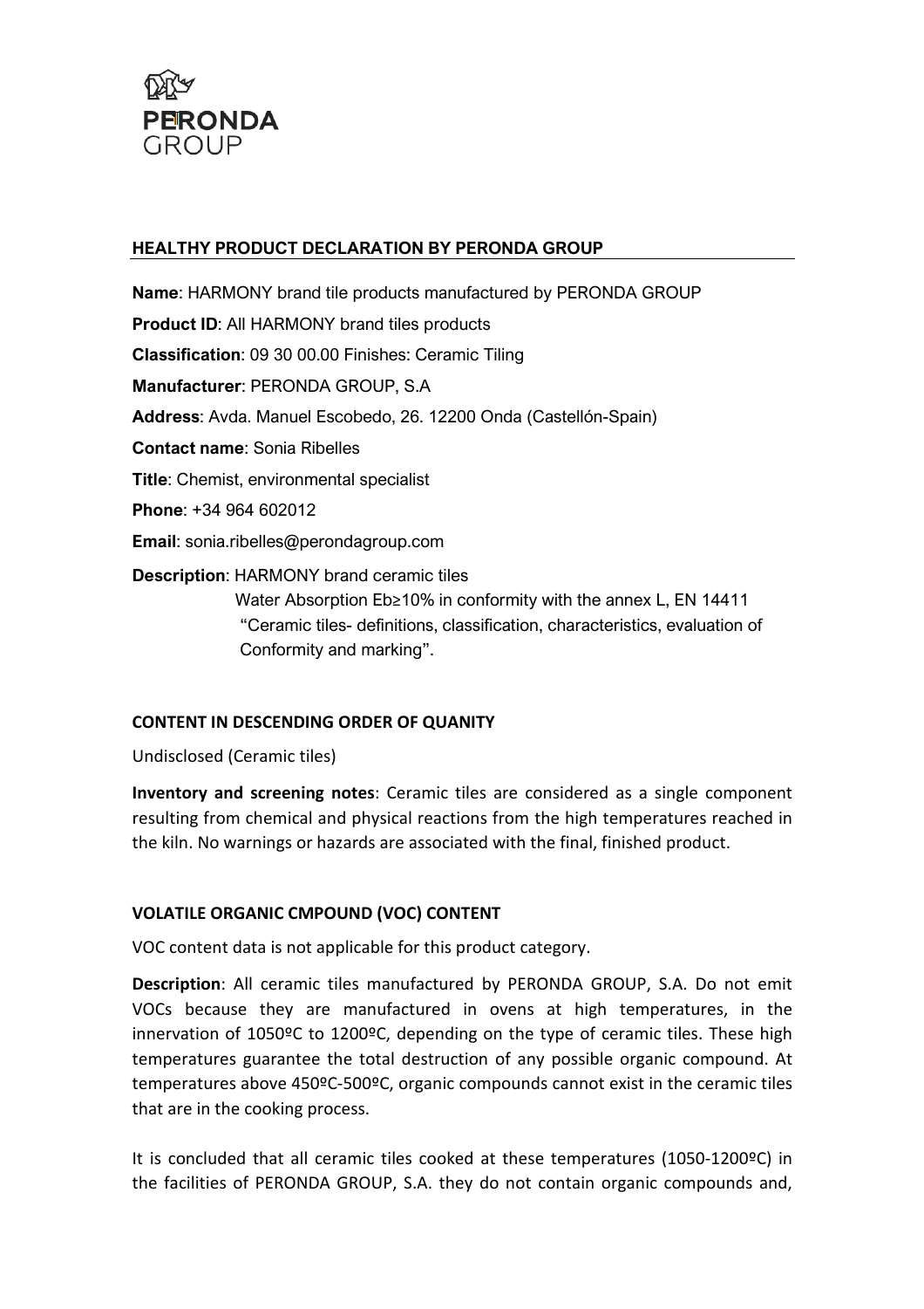## HEALTHY PRODUCT DECLARATION BY PERONDA GROUP

**Name**: HARMONY brand tile products manufactured by PERONDA GROUP

**Product ID**: All HARMONY brand tiles products

**Classification**: 09 30 00.00 Finishes: Ceramic Tiling

**Manufacturer**: PERONDA GROUP, S.A

**Address**: Avda. Manuel Escobedo, 26. 12200 Onda (Castellón-Spain)

**Contact name**: Sonia Ribelles

**Title**: Chemist, environmental specialist

**Phone**: +34 964 602012

**Email**: sonia.ribelles@perondagroup.com

**Description**: HARMONY brand ceramic tiles
Water Absorption Eb≥10% in conformity with the annex L, EN 14411 "Ceramic tiles- definitions, classification, characteristics, evaluation of Conformity and marking".

### CONTENT IN DESCENDING ORDER OF QUANITY

Undisclosed (Ceramic tiles)

**Inventory and screening notes**: Ceramic tiles are considered as a single component resulting from chemical and physical reactions from the high temperatures reached in the kiln. No warnings or hazards are associated with the final, finished product.

### VOLATILE ORGANIC CMPOUND (VOC) CONTENT

VOC content data is not applicable for this product category.

**Description**: All ceramic tiles manufactured by PERONDA GROUP, S.A. Do not emit VOCs because they are manufactured in ovens at high temperatures, in the innervation of 1050ºC to 1200ºC, depending on the type of ceramic tiles. These high temperatures guarantee the total destruction of any possible organic compound. At temperatures above 450ºC-500ºC, organic compounds cannot exist in the ceramic tiles that are in the cooking process.

It is concluded that all ceramic tiles cooked at these temperatures (1050-1200ºC) in the facilities of PERONDA GROUP, S.A. they do not contain organic compounds and,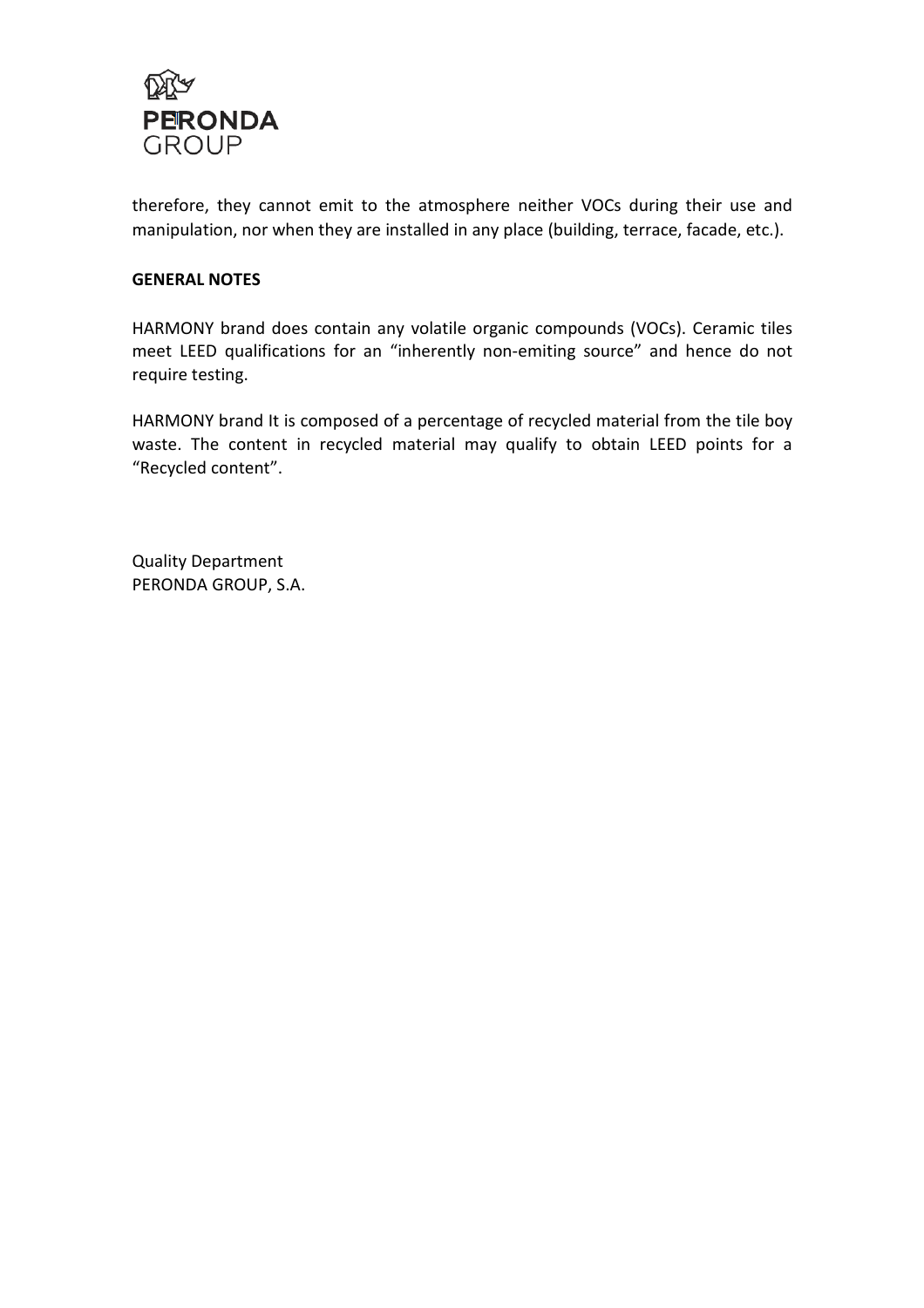therefore, they cannot emit to the atmosphere neither VOCs during their use and manipulation, nor when they are installed in any place (building, terrace, facade, etc.).

**GENERAL NOTES**

HARMONY brand does contain any volatile organic compounds (VOCs). Ceramic tiles meet LEED qualifications for an "inherently non-emiting source" and hence do not require testing.

HARMONY brand It is composed of a percentage of recycled material from the tile boy waste. The content in recycled material may qualify to obtain LEED points for a "Recycled content".

Quality Department
PERONDA GROUP, S.A.